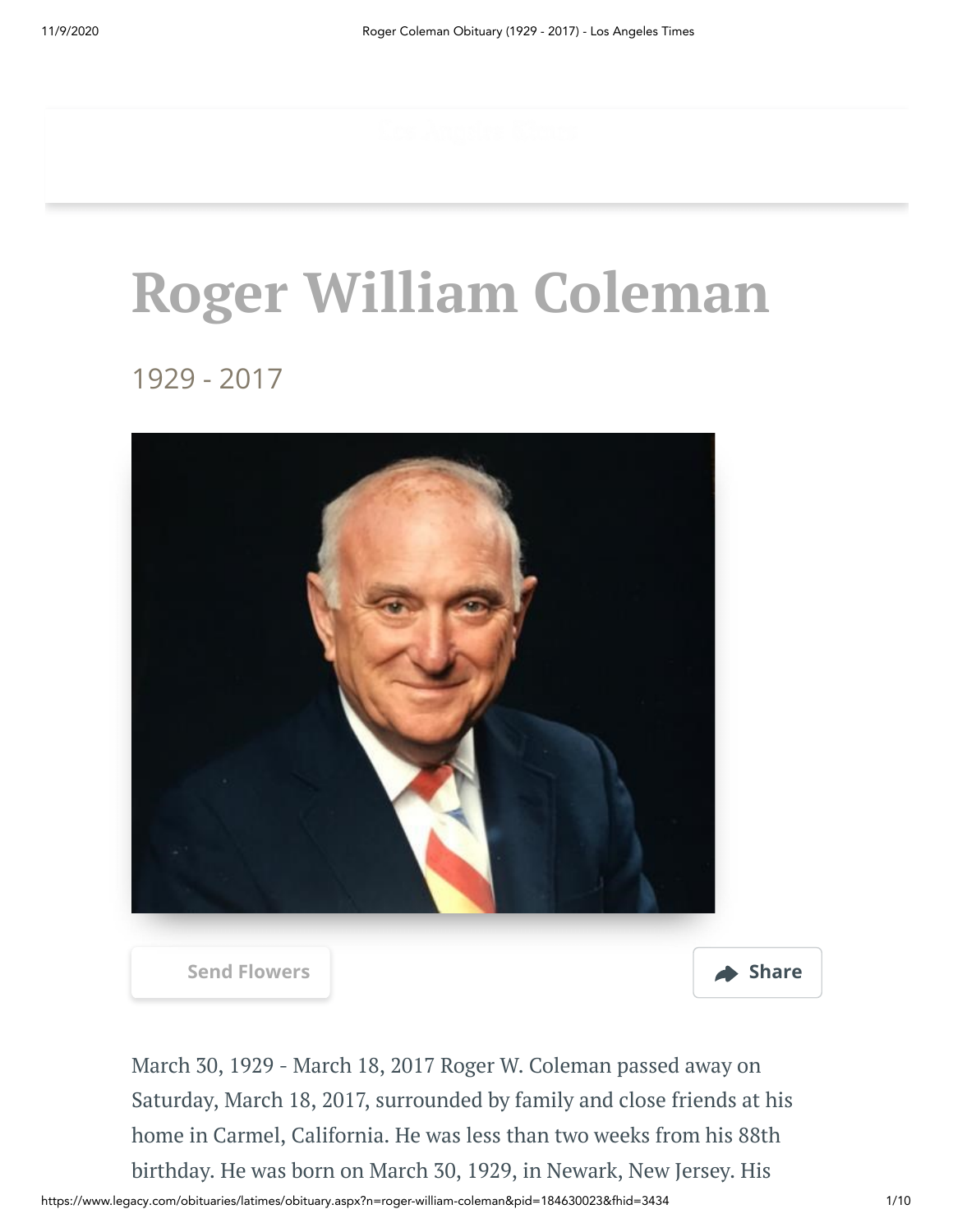# Roger William Coleman

1929 - 2017

Send Flowers

Share

March 30, 1929 - March 18, 2017 Roger W. Coleman passed away on Saturday, March 18, 2017, surrounded by family and close friends at his home in Carmel, California. He was less than two weeks from his 88th birthday. He was born on March 30, 1929, in Newark, New Jersey. His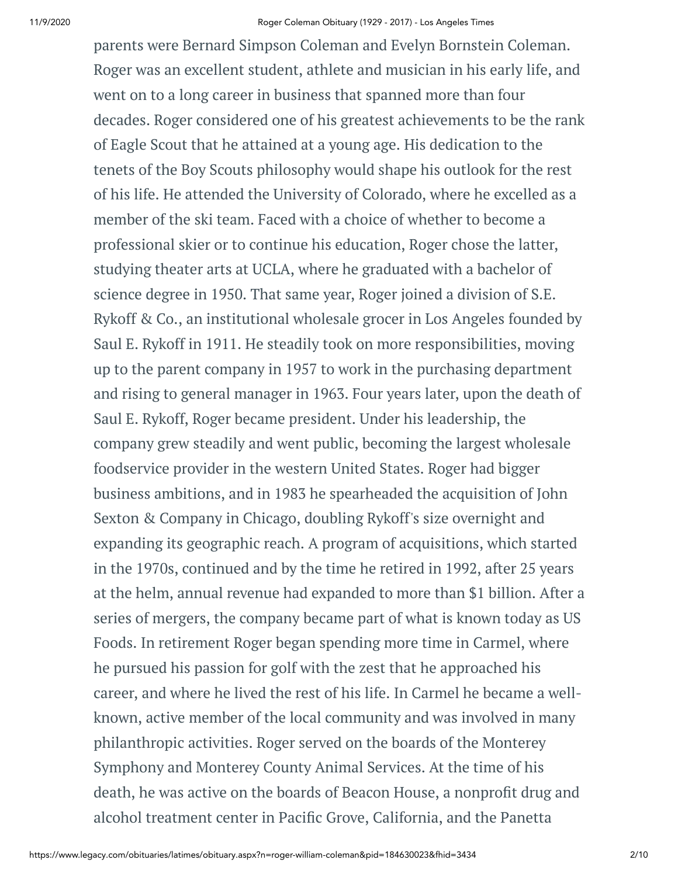parents were Bernard Simpson Coleman and Evelyn Bornstein Coleman. Roger was an excellent student, athlete and musician in his early life, and went on to a long career in business that spanned more than four decades. Roger considered one of his greatest achievements to be the rank of Eagle Scout that he attained at a young age. His dedication to the tenets of the Boy Scouts philosophy would shape his outlook for the rest of his life. He attended the University of Colorado, where he excelled as a member of the ski team. Faced with a choice of whether to become a professional skier or to continue his education, Roger chose the latter, studying theater arts at UCLA, where he graduated with a bachelor of science degree in 1950. That same year, Roger joined a division of S.E. Rykoff & Co., an institutional wholesale grocer in Los Angeles founded by Saul E. Rykoff in 1911. He steadily took on more responsibilities, moving up to the parent company in 1957 to work in the purchasing department and rising to general manager in 1963. Four years later, upon the death of Saul E. Rykoff, Roger became president. Under his leadership, the company grew steadily and went public, becoming the largest wholesale foodservice provider in the western United States. Roger had bigger business ambitions, and in 1983 he spearheaded the acquisition of John Sexton & Company in Chicago, doubling Rykoff's size overnight and expanding its geographic reach. A program of acquisitions, which started in the 1970s, continued and by the time he retired in 1992, after 25 years at the helm, annual revenue had expanded to more than $1 billion. After a series of mergers, the company became part of what is known today as US Foods. In retirement Roger began spending more time in Carmel, where he pursued his passion for golf with the zest that he approached his career, and where he lived the rest of his life. In Carmel he became a well-known, active member of the local community and was involved in many philanthropic activities. Roger served on the boards of the Monterey Symphony and Monterey County Animal Services. At the time of his death, he was active on the boards of Beacon House, a nonprofit drug and alcohol treatment center in Pacific Grove, California, and the Panetta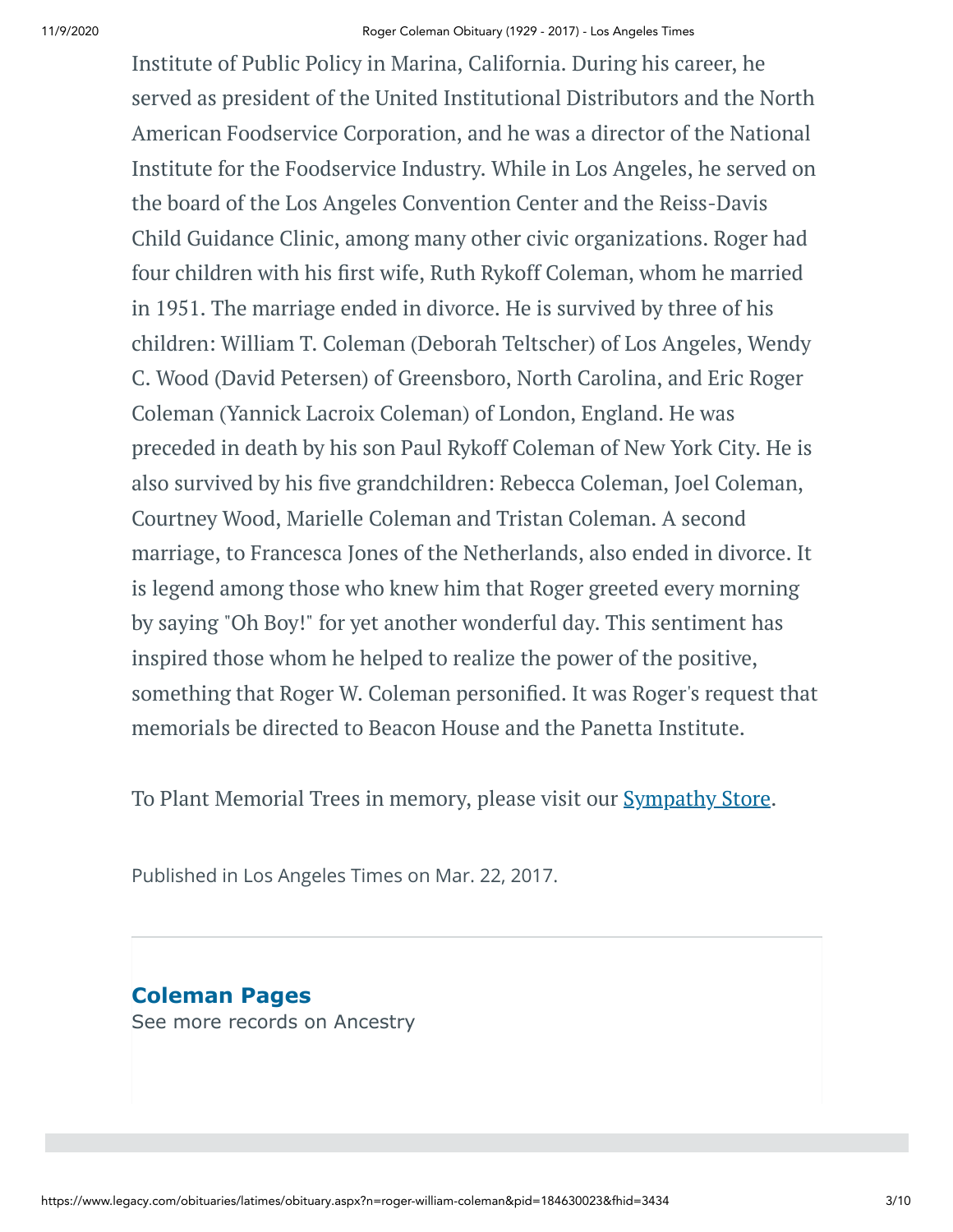Institute of Public Policy in Marina, California. During his career, he served as president of the United Institutional Distributors and the North American Foodservice Corporation, and he was a director of the National Institute for the Foodservice Industry. While in Los Angeles, he served on the board of the Los Angeles Convention Center and the Reiss-Davis Child Guidance Clinic, among many other civic organizations. Roger had four children with his first wife, Ruth Rykoff Coleman, whom he married in 1951. The marriage ended in divorce. He is survived by three of his children: William T. Coleman (Deborah Teltscher) of Los Angeles, Wendy C. Wood (David Petersen) of Greensboro, North Carolina, and Eric Roger Coleman (Yannick Lacroix Coleman) of London, England. He was preceded in death by his son Paul Rykoff Coleman of New York City. He is also survived by his five grandchildren: Rebecca Coleman, Joel Coleman, Courtney Wood, Marielle Coleman and Tristan Coleman. A second marriage, to Francesca Jones of the Netherlands, also ended in divorce. It is legend among those who knew him that Roger greeted every morning by saying "Oh Boy!" for yet another wonderful day. This sentiment has inspired those whom he helped to realize the power of the positive, something that Roger W. Coleman personified. It was Roger's request that memorials be directed to Beacon House and the Panetta Institute.

To Plant Memorial Trees in memory, please visit our Sympathy Store.

Published in Los Angeles Times on Mar. 22, 2017.

**Coleman Pages**

See more records on Ancestry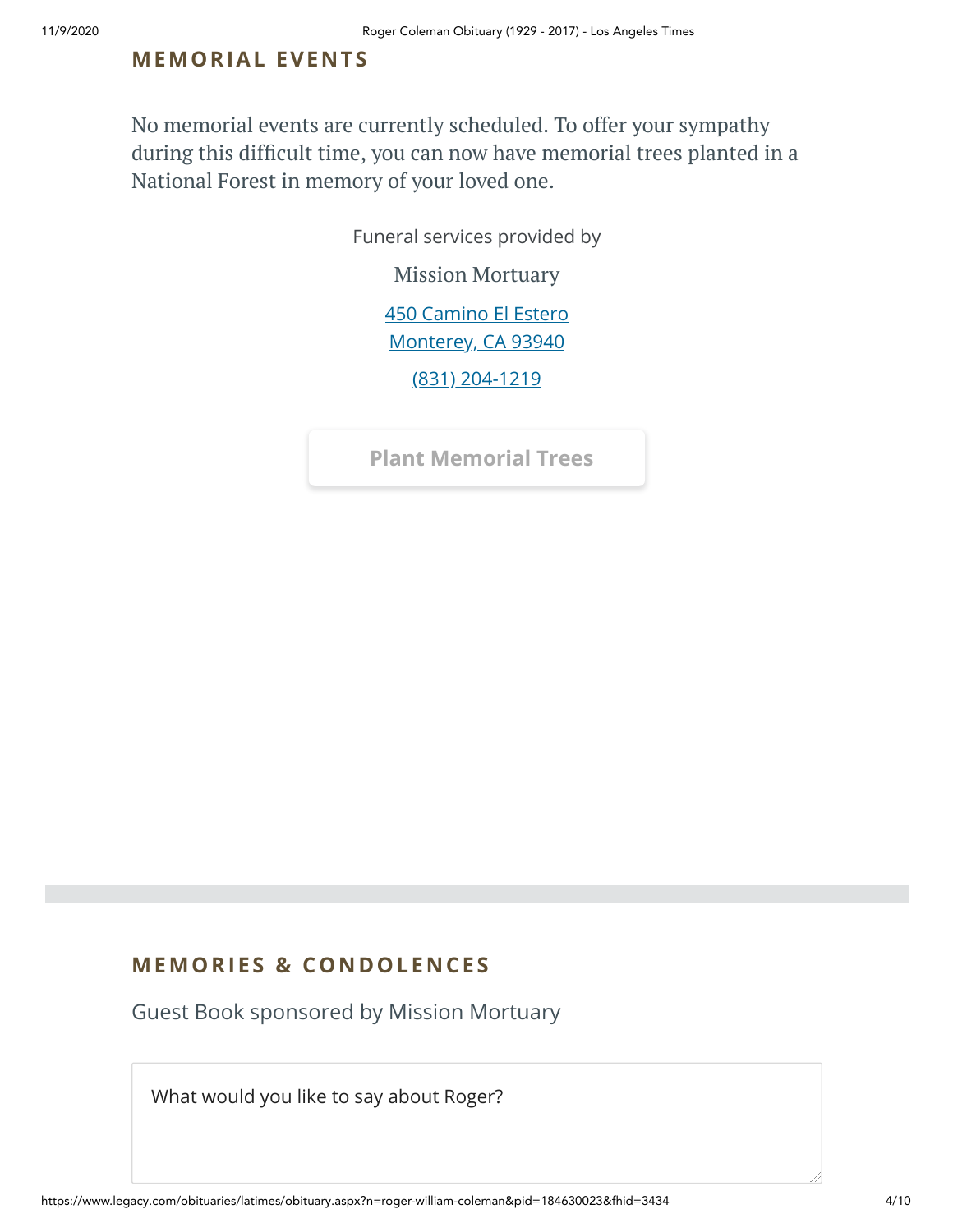## MEMORIAL EVENTS

No memorial events are currently scheduled. To offer your sympathy during this difficult time, you can now have memorial trees planted in a National Forest in memory of your loved one.

Funeral services provided by

Mission Mortuary

450 Camino El Estero
Monterey, CA 93940

(831) 204-1219

Plant Memorial Trees

## MEMORIES & CONDOLENCES

Guest Book sponsored by Mission Mortuary

What would you like to say about Roger?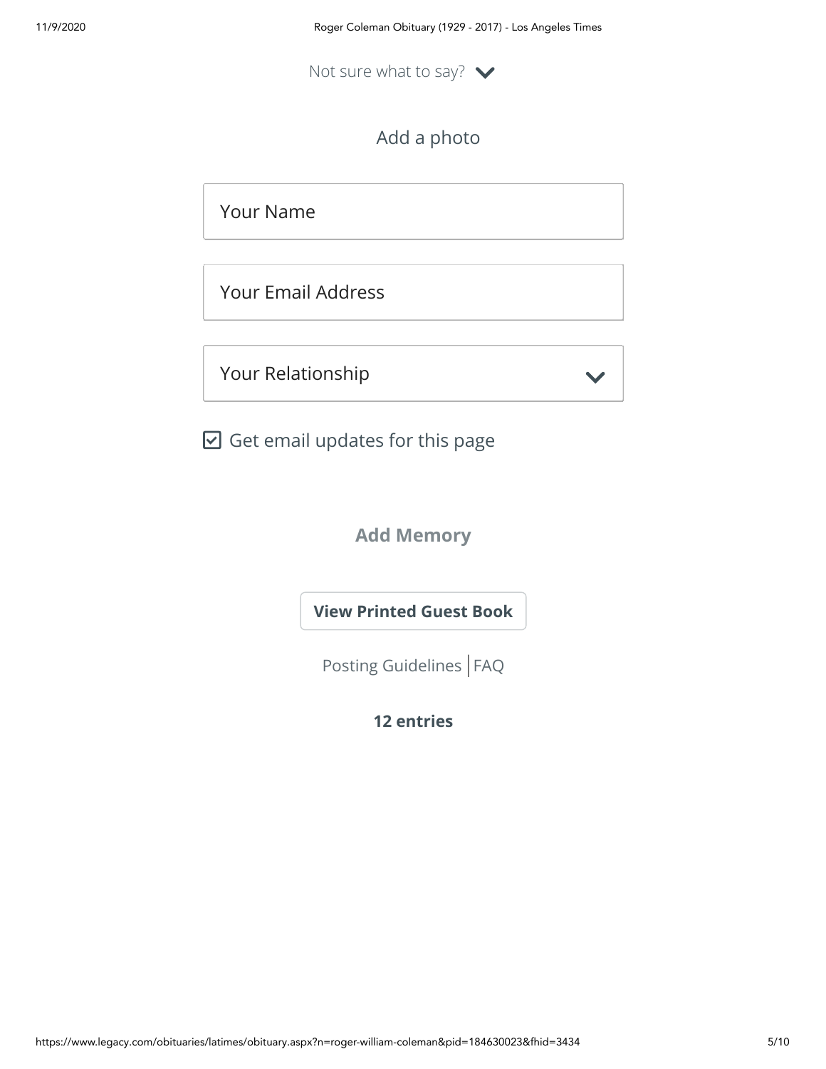Not sure what to say?

Add a photo

Your Name

Your Email Address

Your Relationship

☑ Get email updates for this page

**Add Memory**

**View Printed Guest Book**

Posting Guidelines | FAQ

**12 entries**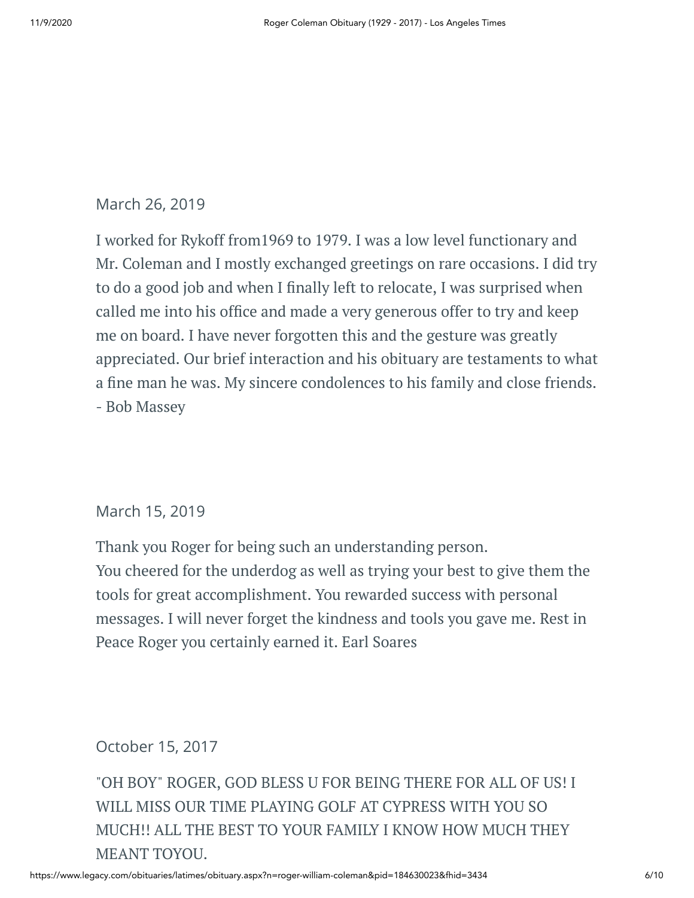March 26, 2019

I worked for Rykoff from1969 to 1979. I was a low level functionary and Mr. Coleman and I mostly exchanged greetings on rare occasions. I did try to do a good job and when I finally left to relocate, I was surprised when called me into his office and made a very generous offer to try and keep me on board. I have never forgotten this and the gesture was greatly appreciated. Our brief interaction and his obituary are testaments to what a fine man he was. My sincere condolences to his family and close friends. - Bob Massey

March 15, 2019

Thank you Roger for being such an understanding person.
You cheered for the underdog as well as trying your best to give them the tools for great accomplishment. You rewarded success with personal messages. I will never forget the kindness and tools you gave me. Rest in Peace Roger you certainly earned it. Earl Soares

October 15, 2017

"OH BOY" ROGER, GOD BLESS U FOR BEING THERE FOR ALL OF US! I WILL MISS OUR TIME PLAYING GOLF AT CYPRESS WITH YOU SO MUCH!! ALL THE BEST TO YOUR FAMILY I KNOW HOW MUCH THEY MEANT TOYOU.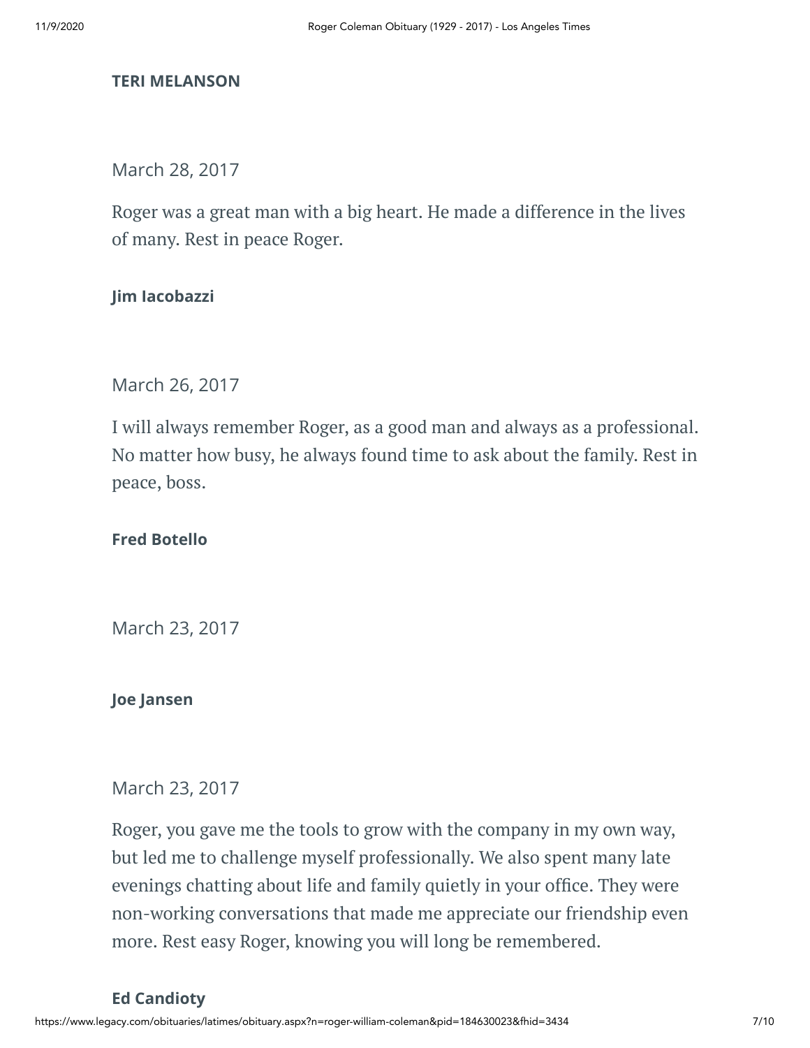**TERI MELANSON**

March 28, 2017

Roger was a great man with a big heart. He made a difference in the lives of many. Rest in peace Roger.

**Jim Iacobazzi**

March 26, 2017

I will always remember Roger, as a good man and always as a professional. No matter how busy, he always found time to ask about the family. Rest in peace, boss.

**Fred Botello**

March 23, 2017

**Joe Jansen**

March 23, 2017

Roger, you gave me the tools to grow with the company in my own way, but led me to challenge myself professionally. We also spent many late evenings chatting about life and family quietly in your office. They were non-working conversations that made me appreciate our friendship even more. Rest easy Roger, knowing you will long be remembered.

**Ed Candioty**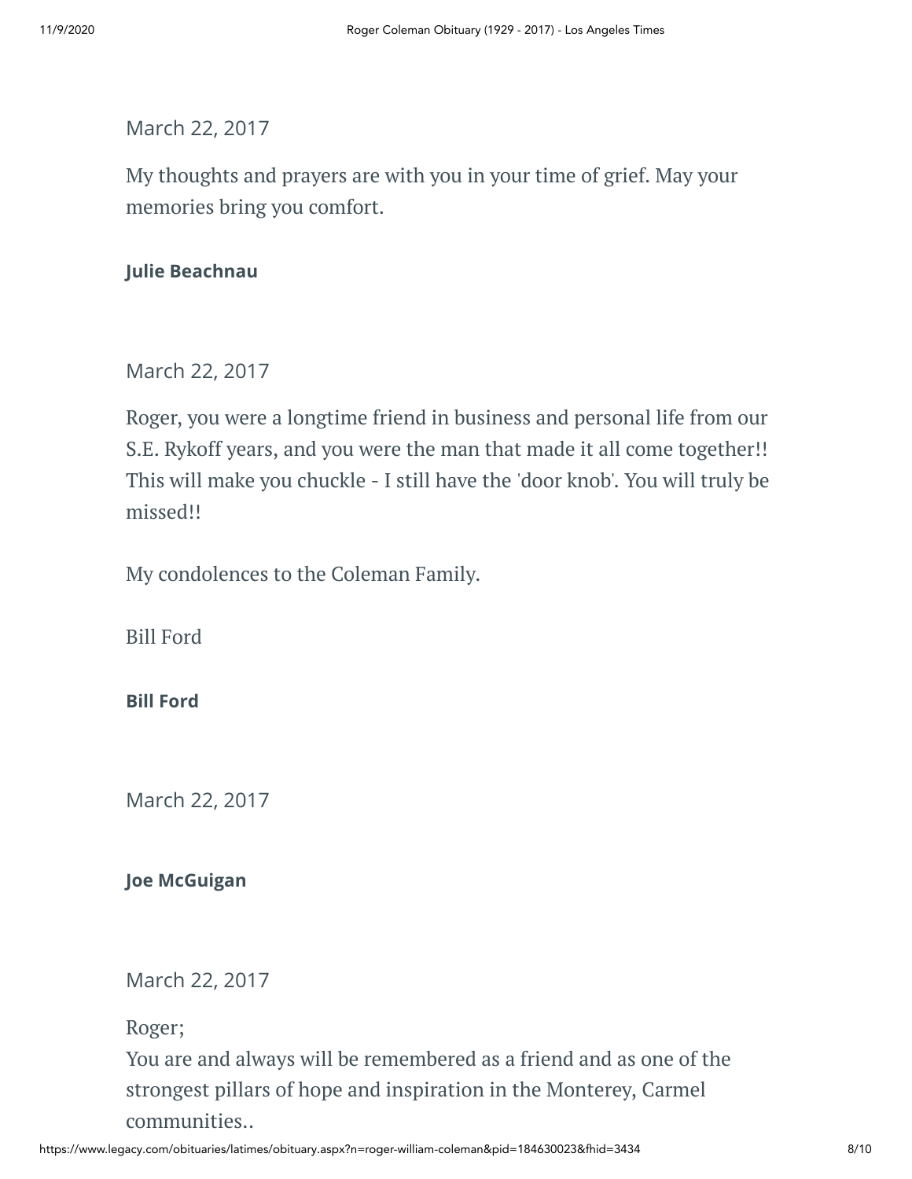March 22, 2017

My thoughts and prayers are with you in your time of grief. May your memories bring you comfort.

**Julie Beachnau**

March 22, 2017

Roger, you were a longtime friend in business and personal life from our S.E. Rykoff years, and you were the man that made it all come together!! This will make you chuckle - I still have the 'door knob'. You will truly be missed!!

My condolences to the Coleman Family.

Bill Ford

**Bill Ford**

March 22, 2017

**Joe McGuigan**

March 22, 2017

Roger;
You are and always will be remembered as a friend and as one of the strongest pillars of hope and inspiration in the Monterey, Carmel communities..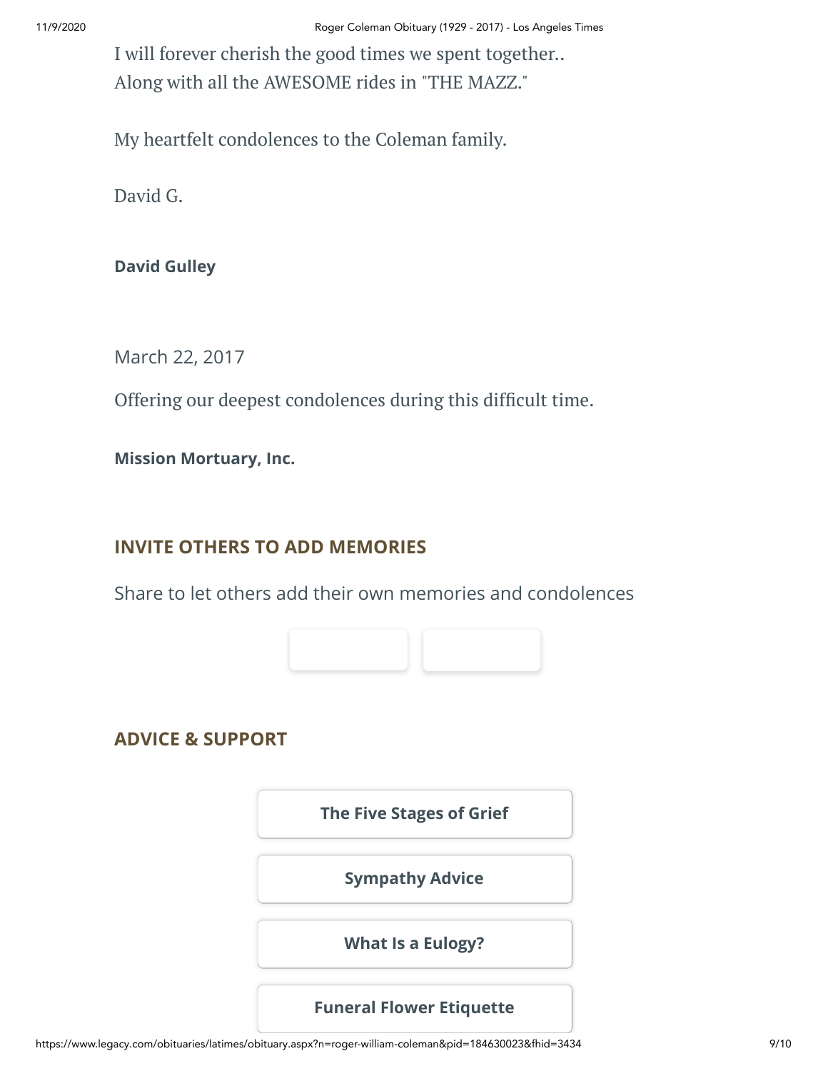I will forever cherish the good times we spent together..
Along with all the AWESOME rides in "THE MAZZ."

My heartfelt condolences to the Coleman family.

David G.

**David Gulley**

March 22, 2017

Offering our deepest condolences during this difficult time.

**Mission Mortuary, Inc.**

## INVITE OTHERS TO ADD MEMORIES

Share to let others add their own memories and condolences

## ADVICE & SUPPORT

**The Five Stages of Grief**

**Sympathy Advice**

**What Is a Eulogy?**

**Funeral Flower Etiquette**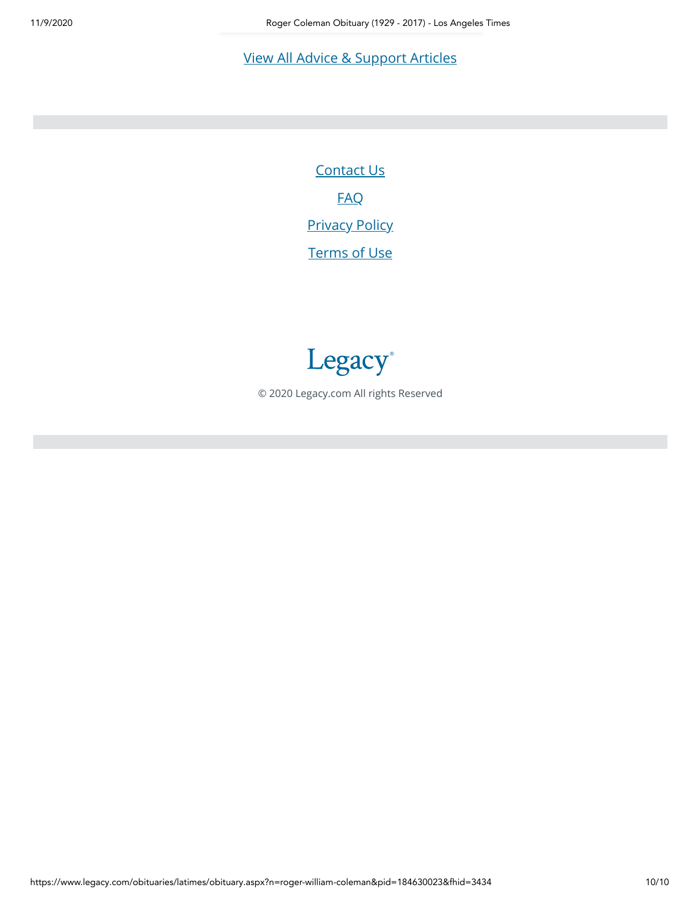View All Advice & Support Articles

Contact Us

FAQ

Privacy Policy

Terms of Use

Legacy®

© 2020 Legacy.com All rights Reserved